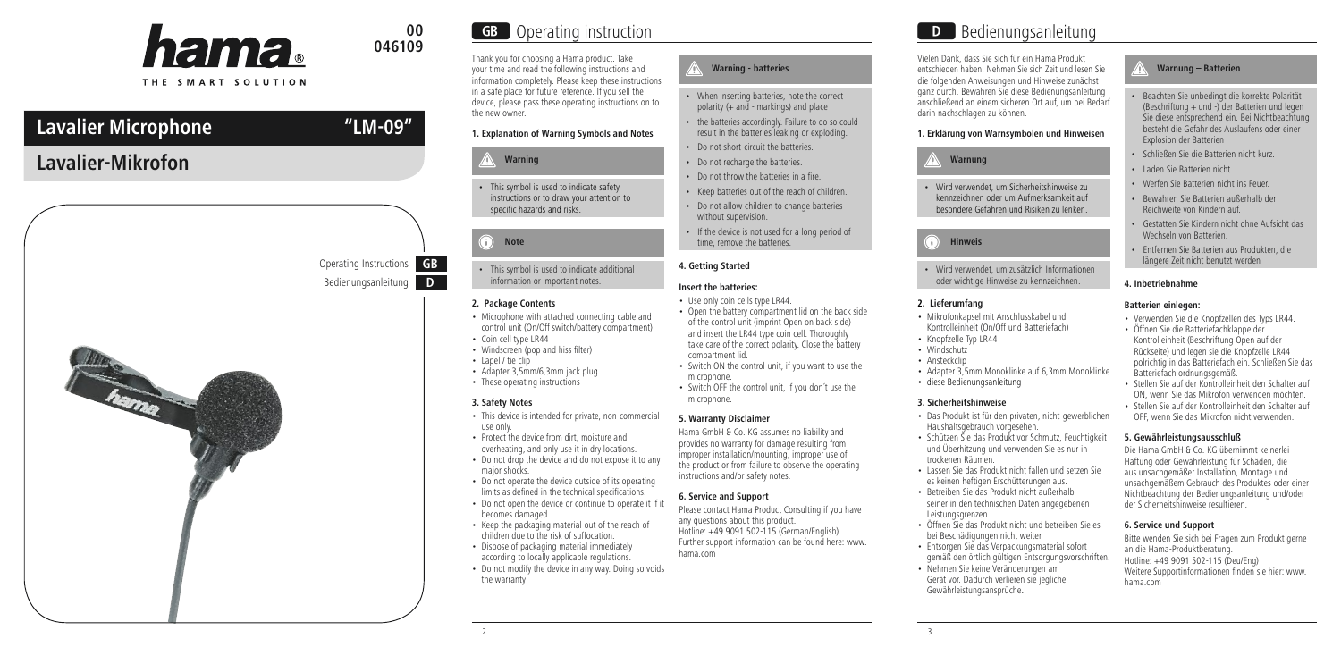hama® THE SMART SOLUTION

00
046109

# Lavalier Microphone "LM-09"

# Lavalier-Mikrofon

Operating Instructions GB

Bedienungsanleitung D

## GB Operating instruction

Thank you for choosing a Hama product. Take your time and read the following instructions and information completely. Please keep these instructions in a safe place for future reference. If you sell the device, please pass these operating instructions on to the new owner.

### 1. Explanation of Warning Symbols and Notes

**Warning**

- This symbol is used to indicate safety instructions or to draw your attention to specific hazards and risks.

**Note**

- This symbol is used to indicate additional information or important notes.

### 2. Package Contents

- Microphone with attached connecting cable and control unit (On/Off switch/battery compartment)
- Coin cell type LR44
- Windscreen (pop and hiss filter)
- Lapel / tie clip
- Adapter 3,5mm/6,3mm jack plug
- These operating instructions

### 3. Safety Notes

- This device is intended for private, non-commercial use only.
- Protect the device from dirt, moisture and overheating, and only use it in dry locations.
- Do not drop the device and do not expose it to any major shocks.
- Do not operate the device outside of its operating limits as defined in the technical specifications.
- Do not open the device or continue to operate it if it becomes damaged.
- Keep the packaging material out of the reach of children due to the risk of suffocation.
- Dispose of packaging material immediately according to locally applicable regulations.
- Do not modify the device in any way. Doing so voids the warranty

**Warning - batteries**

- When inserting batteries, note the correct polarity (+ and - markings) and place
- the batteries accordingly. Failure to do so could result in the batteries leaking or exploding.
- Do not short-circuit the batteries.
- Do not recharge the batteries.
- Do not throw the batteries in a fire.
- Keep batteries out of the reach of children.
- Do not allow children to change batteries without supervision.
- If the device is not used for a long period of time, remove the batteries.

### 4. Getting Started

**Insert the batteries:**

- Use only coin cells type LR44.
- Open the battery compartment lid on the back side of the control unit (imprint Open on back side) and insert the LR44 type coin cell. Thoroughly take care of the correct polarity. Close the battery compartment lid.
- Switch ON the control unit, if you want to use the microphone.
- Switch OFF the control unit, if you don´t use the microphone.

### 5. Warranty Disclaimer

Hama GmbH & Co. KG assumes no liability and provides no warranty for damage resulting from improper installation/mounting, improper use of the product or from failure to observe the operating instructions and/or safety notes.

### 6. Service and Support

Please contact Hama Product Consulting if you have any questions about this product.
Hotline: +49 9091 502-115 (German/English)
Further support information can be found here: www.hama.com

## D Bedienungsanleitung

Vielen Dank, dass Sie sich für ein Hama Produkt entschieden haben! Nehmen Sie sich Zeit und lesen Sie die folgenden Anweisungen und Hinweise zunächst ganz durch. Bewahren Sie diese Bedienungsanleitung anschließend an einem sicheren Ort auf, um bei Bedarf darin nachschlagen zu können.

### 1. Erklärung von Warnsymbolen und Hinweisen

**Warnung**

- Wird verwendet, um Sicherheitshinweise zu kennzeichnen oder um Aufmerksamkeit auf besondere Gefahren und Risiken zu lenken.

**Hinweis**

- Wird verwendet, um zusätzlich Informationen oder wichtige Hinweise zu kennzeichnen.

### 2. Lieferumfang

- Mikrofonkapsel mit Anschlusskabel und Kontrolleinheit (On/Off und Batteriefach)
- Knopfzelle Typ LR44
- Windschutz
- Ansteckclip
- Adapter 3,5mm Monoklinke auf 6,3mm Monoklinke
- diese Bedienungsanleitung

### 3. Sicherheitshinweise

- Das Produkt ist für den privaten, nicht-gewerblichen Haushaltsgebrauch vorgesehen.
- Schützen Sie das Produkt vor Schmutz, Feuchtigkeit und Überhitzung und verwenden Sie es nur in trockenen Räumen.
- Lassen Sie das Produkt nicht fallen und setzen Sie es keinen heftigen Erschütterungen aus.
- Betreiben Sie das Produkt nicht außerhalb seiner in den technischen Daten angegebenen Leistungsgrenzen.
- Öffnen Sie das Produkt nicht und betreiben Sie es bei Beschädigungen nicht weiter.
- Entsorgen Sie das Verpackungsmaterial sofort gemäß den örtlich gültigen Entsorgungsvorschriften.
- Nehmen Sie keine Veränderungen am Gerät vor. Dadurch verlieren Sie jegliche Gewährleistungsansprüche.

**Warnung – Batterien**

- Beachten Sie unbedingt die korrekte Polarität (Beschriftung + und -) der Batterien und legen Sie diese entsprechend ein. Bei Nichtbeachtung besteht die Gefahr des Auslaufens oder einer Explosion der Batterien
- Schließen Sie die Batterien nicht kurz.
- Laden Sie Batterien nicht.
- Werfen Sie Batterien nicht ins Feuer.
- Bewahren Sie Batterien außerhalb der Reichweite von Kindern auf.
- Gestatten Sie Kindern nicht ohne Aufsicht das Wechseln von Batterien.
- Entfernen Sie Batterien aus Produkten, die längere Zeit nicht benutzt werden

### 4. Inbetriebnahme

**Batterien einlegen:**

- Verwenden Sie die Knopfzellen des Typs LR44.
- Öffnen Sie die Batteriefachklappe der Kontrolleinheit (Beschriftung Open auf der Rückseite) und legen sie die Knopfzelle LR44 polrichtig in das Batteriefach ein. Schließen Sie das Batteriefach ordnungsgemäß.
- Stellen Sie auf der Kontrolleinheit den Schalter auf ON, wenn Sie das Mikrofon verwenden möchten.
- Stellen Sie auf der Kontrolleinheit den Schalter auf OFF, wenn Sie das Mikrofon nicht verwenden.

### 5. Gewährleistungsausschluß

Die Hama GmbH & Co. KG übernimmt keinerlei Haftung oder Gewährleistung für Schäden, die aus unsachgemäßer Installation, Montage und unsachgemäßem Gebrauch des Produktes oder einer Nichtbeachtung der Bedienungsanleitung und/oder der Sicherheitshinweise resultieren.

### 6. Service und Support

Bitte wenden Sie sich bei Fragen zum Produkt gerne an die Hama-Produktberatung.
Hotline: +49 9091 502-115 (Deu/Eng)
Weitere Supportinformationen finden sie hier: www.hama.com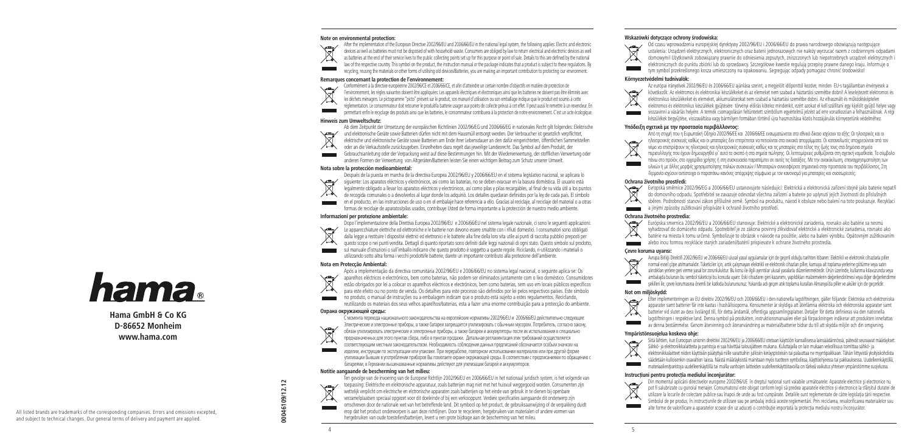## Note on environmental protection:

After the implementation of the European Directive 2002/96/EU and 2006/66/EU in the national legal system, the following applies: Electric and electronic devices as well as batteries must not be disposed of with household waste. Consumers are obliged by law to return electrical and electronic devices as well as batteries at the end of their service lives to the public collecting points set up for this purpose or point of sale. Details to this are defined by the national law of the respective country. This symbol on the product, the instruction manual or the package indicates that a product is subject to these regulations. By recycling, reusing the materials or other forms of utilising old devices/Batteries, you are making an important contribution to protecting our environment.

## Remarques concernant la protection de l'environnement:

Conformément à la directive européenne 2002/96/CE et 2006/66/CE, et afin d'atteindre un certain nombre d'objectifs en matière de protection de l'environnement, les règles suivantes doivent être appliquées: Les appareils électriques et électroniques ainsi que les batteries ne doivent pas être éliminés avec les déchets ménagers. Le pictogramme "picto" présent sur le produit, son manuel d'utilisation ou son emballage indique que le produit est soumis à cette réglementation. Le consommateur doit retourner le produit/la batterie usager aux points de collecte prévus à cet effet. Il peut aussi le remettre à un revendeur. En permettant enfin le recyclage des produits ainsi que les batteries, le consommateur contribuera à la protection de notre environnement. C'est un acte écologique.

## Hinweis zum Umweltschutz:

Ab dem Zeitpunkt der Umsetzung der europäischen Richtlinien 2002/96/EG und 2006/66/EG in nationales Recht gilt folgendes: Elektrische und elektronische Geräte sowie Batterien dürfen nicht mit dem Hausmüll entsorgt werden. Der Verbraucher ist gesetzlich verpflichtet, elektrische und elektronische Geräte sowie Batterien am Ende ihrer Lebensdauer an den dafür eingerichteten, öffentlichen Sammelstellen oder an die Verkaufsstelle zurückzugeben. Einzelheiten dazu regelt das jeweilige Landesrecht. Das Symbol auf dem Produkt, der Gebrauchsanleitung oder der Verpackung weist auf diese Bestimmungen hin. Mit der Wiederverwertung, der stofflichen Verwertung oder anderen Formen der Verwertung von Altgeräten/Batterien leisten Sie einen wichtigen Beitrag zum Schutz unserer Umwelt.

## Nota sobre la protección medioambiental:

Después de la puesta en marcha de la directiva Europea 2002/96/EU y 2006/66/EU en el sistema legislativo nacional, se aplicara lo siguiente: Los aparatos eléctricos y electrónicos, así como las baterías, no se deben evacuar en la basura doméstica. El usuario está legalmente obligado a llevar los aparatos eléctricos y electrónicos, así como pilas y pilas recargables, al final de su vida útil a los puntos de recogida comunales o a devolverlos al lugar donde los adquirió. Los detalles quedaran definidos por la ley de cada país. El símbolo en el producto, en las instrucciones de uso o en el embalaje hace referencia a ello. Gracias al reciclaje, al reciclaje del material o a otras formas de reciclaje de aparatos/pilas usados, contribuye Usted de forma importante a la protección de nuestro medio ambiente.

## Informazioni per protezione ambientale:

Dopo l'implementazione della Direttiva Europea 2002/96/EU e 2006/66/EU nel sistema legale nazionale, ci sono le seguenti applicazioni: Le apparecchiature elettriche ed elettroniche e le batterie non devono essere smaltite con i rifiuti domestici. I consumatori sono obbligati dalla legge a restituire I dispositivi elettrici ed elettronici e le batterie alla fine della loro vita utile ai punti di raccolta pubblici preposti per questo scopo o nei punti vendita. Dettagli di quanto riportato sono definiti dalle leggi nazionali di ogni stato. Questo simbolo sul prodotto, sul manuale d'istruzioni o sull'imballo indicano che questo prodotto è soggetto a queste regole. Riciclando, ri-utilizzando i materiali o utilizzando sotto altra forma i vecchi prodotti/le batterie, darete un importante contributo alla protezione dell'ambiente.

## Nota em Protecção Ambiental:

Após a implementação da directiva comunitária 2002/96/EU e 2006/66/EU no sistema legal nacional, o seguinte aplica-se: Os aparelhos eléctricos e electrónicos, bem como baterias, não podem ser eliminados juntamente com o lixo doméstico. Consumidores estão obrigados por lei a colocar os aparelhos eléctricos e electrónicos, bem como baterias, sem uso em locais públicos específicos para este efeito ou no ponto de venda. Os detalhes para este processo são definidos por lei pelos respectivos países. Este símbolo no produto, o manual de instruções ou a embalagem indicam que o produto está sujeito a estes regulamentos. Reciclando, reutilizando os materiais dos seus velhos aparelhos/baterias, esta a fazer uma enorme contribuição para a protecção do ambiente.

## Охрана окружающей среды:

С момента перехода национального законодательства на европейские нормативы 2002/96/EU и 2006/66/EU действительно следующее: Электрические и электронные приборы, а также батареи запрещается утилизировать с обычным мусором. Потребитель, согласно закону, обязан утилизировать электрические и электронные приборы, а также батареи и аккумуляторы после их использования в специально предназначенных для этого пунктах сбора, либо в пунктах продажи. Детальная регламентация этих требований осуществляется соответствующим местным законодательством. Необходимость соблюдения данных предписаний обозначается особым значком на изделии, инструкции по эксплуатации или упаковке. При переработке, повторном использовании материалов или при другой форме утилизации бывших в употреблении приборов Вы помогаете охране окружающей среды. В соответствии с предписаниями по обращению с батареями, в Германии вышеназванные нормативы действуют для утилизации батарей и аккумуляторов.

## Notitie aangaande de bescherming van het milieu:

Ten gevolge van de invoering van de Europese Richtlijn 2002/96/EU en 2006/66/EU in het nationaal juridisch system, is het volgende van toepassing: Elektrische en elektronische apparatuur, zoals batterijen mag niet met het huisvuil weggegooid worden. Consumenten zijn wettelijk verplicht om elektrische en elctronische apparaten zoals batterijen op het einde van gebruik in te dienen bij openbare verzamelplaatsen speciaal opgezet voor dit doeleinde of bij een verkooppunt. Verdere specificaties aangaande dit onderwerp zijn omschreven door de nationale wet van het betreffende land. Dit symbool op het product, de gebruiksaanwijzing of de verpakking duidt erop dat het product onderworpen is aan deze richtlijnen. Door te recycleren, hergebruiken van materialen of andere vormen van hergebruiken van oude toestellen/batterijen, levert u een grote bijdrage aan de bescherming van het mileu.

**hama®**

**Hama GmbH & Co KG**
**D-86652 Monheim**
**www.hama.com**

All listed brands are trademarks of the corresponding companies. Errors and omissions excepted, and subject to technical changes. Our general terms of delivery and payment are applied.

00046109/12.12

## Wskazówki dotyczące ochrony środowiska:

Od czasu wprowadzenia europejskiej dyrektywy 2002/96/EU i 2006/66/EU do prawa narodowego obowiązują następujące ustalenia: Urządzeń elektrycznych, elektronicznych oraz baterii jednorazowych nie należy wyrzucać razem z codziennymi odpadami domowymi! Użytkownik zobowiązany prawnie do odniesienia zepsutych, zniszczonych lub niepotrzebnych urządzeń elektrycznych i elektronicznych do punktu zbiórki lub do sprzedawcy. Szczegółowe kwestie regulują przepisy prawne danego kraju. Informuje o tym symbol przekreślonego kosza umieszczony na opakowaniu. Segregując odpady pomagasz chronić środowisko!

## Környezetvédelmi tudnivalók:

Az európai irányelvek 2002/96/EU és 2006/66/EU ajánlása szerint, a megjelölt időponttól kezdve, minden EU-s tagállamban érvényesek a következők: Az elektromos és elektronikai készülékeket és az elemeket nem szabad a háztartási szemétbe dobni! A leselejtezett elektromos és elektronikus készülékeket és elemeket, akkumulátorokat nem szabad a háztartási szemétbe dobni. Az elhasznált és működésképtelen elektromos és elektronikus készülékek gyűjtésére törvény előírás kötelez mindenkit, ezért azokat el kell szállítani egy kijelölt gyűjtő helyre vagy visszavinni a vásárlás helyére. A termék csomagolásán feltüntetett szimbólum egyértelmű jelzést ad erre vonatkozóan a felhasználónak. A régi készülékek begyűjtése, visszaváltása vagy bármilyen formában történő újra hasznosítása közös hozzájárulás környezetünk védelméhez.

## Υπόδειξη σχετικά με την προστασία περιβάλλοντος:

Από τη στιγμή που η Ευρωπαϊκή Οδηγία 2002/96/ΕE και 2006/66/EE ενσωματώνεται στο εθνικό δίκαιο ισχύουν τα εξής: Οι ηλεκτρικές και οι ηλεκτρονικές συσκευές καθώς και οι μπαταρίες δεν επιτρέπεται να πετιούνται στα οικιακά απορρίμματα. Οι καταναλωτές υποχρεούνται από τον νόμο να επιστρέφουν τις ηλεκτρικές και ηλεκτρονικές συσκευές καθώς και τις μπαταρίες στο τέλος της ζωής τους στα δημόσια σημεία περισυλλογής που έχουν δημιουργηθεί γι' αυτό το σκοπό ή στα σημεία πώλησης. Οι λεπτομέρειες ρυθμίζονται στη σχετική νομοθεσία. Το σύμβολο πάνω στο προϊόν, στο εγχειρίδιο χρήσης ή στη συσκευασία παραπέμπει σε αυτές τις διατάξεις. Με την ανακύκλωση, επαναχρησιμοποίηση των υλικών ή με άλλες μορφές χρησιμοποίησης παλιών συσκευών / Μπαταριών συνεισφέρετε σημαντικά στην προστασία του περιβάλλοντος. Στη Γερμανία ισχύουν αντίστοιχα οι παραπάνω κανόνες απόρριψης σύμφωνα με τον κανονισμό για μπαταρίες και συσσωρευτές.

## Ochrana životního prostředí:

Evropská směrnice 2002/96/EG a 2006/66/EU ustanovujete následující: Elektrická a elektronická zařízení stejně jako baterie nepatří do domovního odpadu. Spotřebitel se zavazuje odevzdat všechna zařízení a baterie po uplynutí jejich životnosti do příslušných sběren. Podrobnosti stanoví zákon příslušné země. Symbol na produktu, návod k obsluze nebo balení na toto poukazuje. Recyklací a jinými způsoby zužitkování přispíváte k ochraně životního prostředí.

## Ochrana životného prostredia:

Európska smernica 2002/96/EU a 2006/66/EU stanovuje: Elektrické a elektronické zariadenia, rovnako ako batérie sa nesmú vyhadzovať do domového odpadu. Spotrebiteľ je zo zákona povinný zlikvidovať elektrické a elektronické zariadenia, rovnako ako batérie na miesta k tomu určené. Symbolizuje to obrázok v návode na použitie, alebo na balení výrobku. Opätovným zužitkovaním alebo inou formou recyklácie starých zariadení/batérií prispievate k ochrane životného prostredia.

## Çevre koruma uyarısı:

Avrupa Birliği Direktifi 2002/96/EU ve 2006/66/EU ulusal yasal uygulamalar için de geçerli olduğu tarihten itibaren: Elektrikli ve elektronik cihazlarla piller normal evsel çöpe atılmamalıdır. Tüketiciler için, artık çalışmayan elektrikli ve elektronik cihazları piller, kamuya ait toplama yerlerine götürme veya satın alındıkları yerlere geri verme yasal bir zorunluluktur. Bu konu ile ilgili ayrıntılar ulusal yasalarla düzenlenmektedir. Ürün üzerinde, kullanma kılavuzunda veya ambalajda bulunan bu sembol tüketiciyi bu konuda uyarır. Eski cihazların geri kazanımı, yapılarından malzemelerin değerlendirilmesi veya diğer değerlendirme şekilleri ile, çevre korumasına önemli bir katkıda bulunursunuz. Yukarıda adı geçen atık toplama kuralları Almanya'da piller ve aküler için de geçerlidir.

## Not om miljöskydd:

Efter implementeringen av EU direktiv 2002/96/EU och 2006/66/EU i den nationella lagstiftningen, gäller följande: Elektriska och elektroniska apparater samt batterier får inte kastas i hushållssoporna. Konsumenter är skyldiga att återlämna elektriska och elektroniska apparater samt batterier vid slutet av dess livslängd till, för detta ändamål, offentliga uppsamlingsplatser. Detaljer för detta definieras via den nationella lagstiftningen i respektive land. Denna symbol på produkten, instruktionsmanualen eller på förpackningen indikerar att produkten innefattas av denna bestämmelse. Genom återvinning och återanvändning av material/batterier bidrar du till att skydda miljön och din omgivning.

## Ympäristönsuojelua koskeva ohje:

Siitä lähtien, kun Euroopan unionin direktiivi 2002/96/EU ja 2006/66/EU otetaan käyttöön kansallisessa lainsäädännössä, pätevät seuraavat määräykset: Sähkö- ja elektroniikkalaitteita ja paristoja ei saa hävittää talousjätteen mukana. Kuluttajalla on lain mukaan velvollisuus toimittaa sähkö- ja elektroniikkalaitteet niiden käyttöiän päätyttyä niille varattuihin julkisiin keräyspisteisiin tai palauttaa ne myyntipaikkaan. Tähän liittyvistä yksityiskohdista säädetään kulloisenkin osavaltion laissa. Näistä määräyksistä mainitaan myös tuotteen symbolissa, käyttöohjeessa tai pakkauksessa. Uudelleenkäytöllä, materiaalien/paristoja uudelleenkäytöllä tai muilla vanhojen laitteiden uudelleenkäyttötavoilla on tärkeä vaikutus yhteisen ympäristömme suojelussa.

## Instrucţiuni pentru protecţia mediului înconjurător:

Din momentul aplicării directivelor europene 2002/96/UE în dreptul naţional sunt valabile următoarele: Aparatele electrice şi electronice nu pot fi salubrizate cu gunoiul menajer. Consumatorul este obligat conform legii să predea aparatele electrice şi electronice la sfârşitul duratei de utilizare la locurile de colectare publice sau înapoi de unde au fost cumpărate. Detaliile sunt reglementate de către legislaţia ţării respective. Simbolul de pe produs, în instrucţiunile de utilizare sau pe ambalaj indică aceste reglementări. Prin reciclarea, revalorificarea materialelor sau alte forme de valorificare a aparatelor scoase din uz aduceţi o contribuţie importantă la protecţia mediului înconjurător.